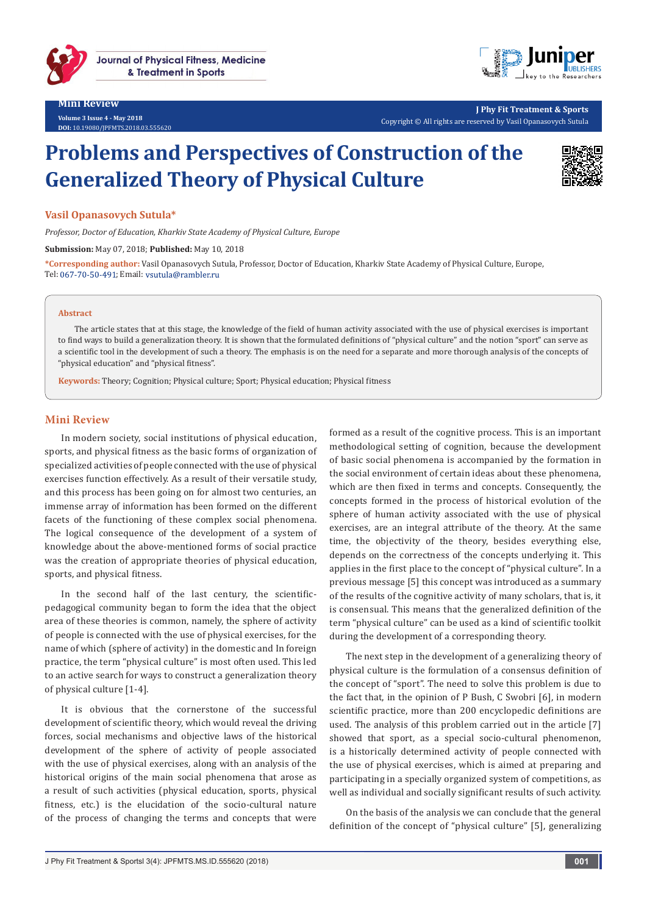Mini Review

Volume 3 Issue 4 - May 2018
DOI: 10.19080/JPFMTS.2018.03.555620

J Phy Fit Treatment & Sports
Copyright © All rights are reserved by Vasil Opanasovych Sutula

# Problems and Perspectives of Construction of the Generalized Theory of Physical Culture

**Vasil Opanasovych Sutula***

*Professor, Doctor of Education, Kharkiv State Academy of Physical Culture, Europe*

**Submission:** May 07, 2018; **Published:** May 10, 2018

***Corresponding author:** Vasil Opanasovych Sutula, Professor, Doctor of Education, Kharkiv State Academy of Physical Culture, Europe, Tel: 067-70-50-491; Email: vsutula@rambler.ru

### Abstract

The article states that at this stage, the knowledge of the field of human activity associated with the use of physical exercises is important to find ways to build a generalization theory. It is shown that the formulated definitions of "physical culture" and the notion "sport" can serve as a scientific tool in the development of such a theory. The emphasis is on the need for a separate and more thorough analysis of the concepts of "physical education" and "physical fitness".

**Keywords:** Theory; Cognition; Physical culture; Sport; Physical education; Physical fitness

## Mini Review

In modern society, social institutions of physical education, sports, and physical fitness as the basic forms of organization of specialized activities of people connected with the use of physical exercises function effectively. As a result of their versatile study, and this process has been going on for almost two centuries, an immense array of information has been formed on the different facets of the functioning of these complex social phenomena. The logical consequence of the development of a system of knowledge about the above-mentioned forms of social practice was the creation of appropriate theories of physical education, sports, and physical fitness.

In the second half of the last century, the scientific-pedagogical community began to form the idea that the object area of these theories is common, namely, the sphere of activity of people is connected with the use of physical exercises, for the name of which (sphere of activity) in the domestic and In foreign practice, the term "physical culture" is most often used. This led to an active search for ways to construct a generalization theory of physical culture [1-4].

It is obvious that the cornerstone of the successful development of scientific theory, which would reveal the driving forces, social mechanisms and objective laws of the historical development of the sphere of activity of people associated with the use of physical exercises, along with an analysis of the historical origins of the main social phenomena that arose as a result of such activities (physical education, sports, physical fitness, etc.) is the elucidation of the socio-cultural nature of the process of changing the terms and concepts that were formed as a result of the cognitive process. This is an important methodological setting of cognition, because the development of basic social phenomena is accompanied by the formation in the social environment of certain ideas about these phenomena, which are then fixed in terms and concepts. Consequently, the concepts formed in the process of historical evolution of the sphere of human activity associated with the use of physical exercises, are an integral attribute of the theory. At the same time, the objectivity of the theory, besides everything else, depends on the correctness of the concepts underlying it. This applies in the first place to the concept of "physical culture". In a previous message [5] this concept was introduced as a summary of the results of the cognitive activity of many scholars, that is, it is consensual. This means that the generalized definition of the term "physical culture" can be used as a kind of scientific toolkit during the development of a corresponding theory.

The next step in the development of a generalizing theory of physical culture is the formulation of a consensus definition of the concept of "sport". The need to solve this problem is due to the fact that, in the opinion of P Bush, C Swobri [6], in modern scientific practice, more than 200 encyclopedic definitions are used. The analysis of this problem carried out in the article [7] showed that sport, as a special socio-cultural phenomenon, is a historically determined activity of people connected with the use of physical exercises, which is aimed at preparing and participating in a specially organized system of competitions, as well as individual and socially significant results of such activity.

On the basis of the analysis we can conclude that the general definition of the concept of "physical culture" [5], generalizing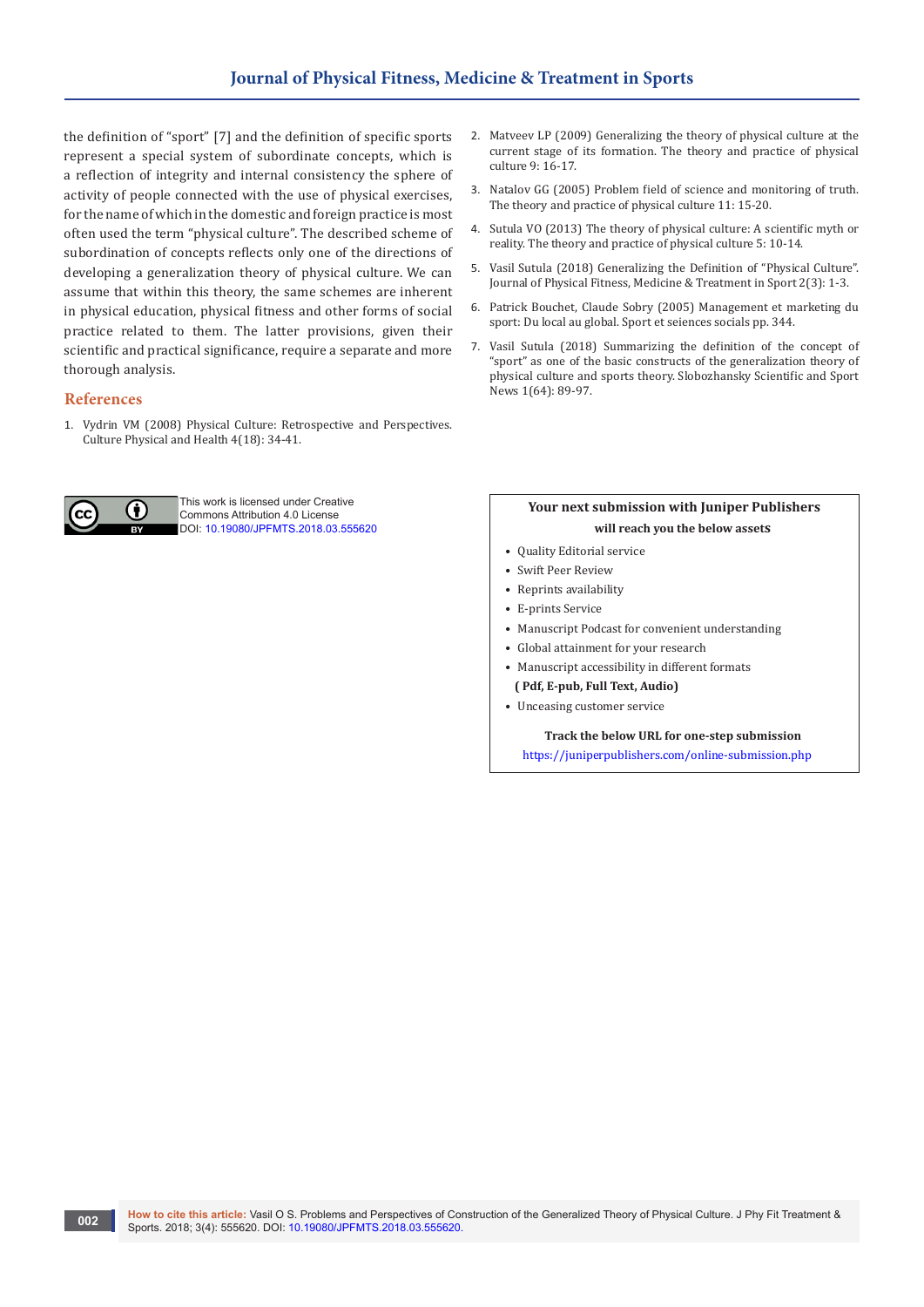the definition of "sport" [7] and the definition of specific sports represent a special system of subordinate concepts, which is a reflection of integrity and internal consistency the sphere of activity of people connected with the use of physical exercises, for the name of which in the domestic and foreign practice is most often used the term "physical culture". The described scheme of subordination of concepts reflects only one of the directions of developing a generalization theory of physical culture. We can assume that within this theory, the same schemes are inherent in physical education, physical fitness and other forms of social practice related to them. The latter provisions, given their scientific and practical significance, require a separate and more thorough analysis.

## References

1. Vydrin VM (2008) Physical Culture: Retrospective and Perspectives. Culture Physical and Health 4(18): 34-41.
2. Matveev LP (2009) Generalizing the theory of physical culture at the current stage of its formation. The theory and practice of physical culture 9: 16-17.
3. Natalov GG (2005) Problem field of science and monitoring of truth. The theory and practice of physical culture 11: 15-20.
4. Sutula VO (2013) The theory of physical culture: A scientific myth or reality. The theory and practice of physical culture 5: 10-14.
5. Vasil Sutula (2018) Generalizing the Definition of "Physical Culture". Journal of Physical Fitness, Medicine & Treatment in Sport 2(3): 1-3.
6. Patrick Bouchet, Claude Sobry (2005) Management et marketing du sport: Du local au global. Sport et seiences socials pp. 344.
7. Vasil Sutula (2018) Summarizing the definition of the concept of "sport" as one of the basic constructs of the generalization theory of physical culture and sports theory. Slobozhansky Scientific and Sport News 1(64): 89-97.

This work is licensed under Creative Commons Attribution 4.0 License
DOI: 10.19080/JPFMTS.2018.03.555620

**Your next submission with Juniper Publishers will reach you the below assets**

- Quality Editorial service
- Swift Peer Review
- Reprints availability
- E-prints Service
- Manuscript Podcast for convenient understanding
- Global attainment for your research
- Manuscript accessibility in different formats
  **( Pdf, E-pub, Full Text, Audio)**
- Unceasing customer service

**Track the below URL for one-step submission**
https://juniperpublishers.com/online-submission.php

**How to cite this article:** Vasil O S. Problems and Perspectives of Construction of the Generalized Theory of Physical Culture. J Phy Fit Treatment & Sports. 2018; 3(4): 555620. DOI: 10.19080/JPFMTS.2018.03.555620.